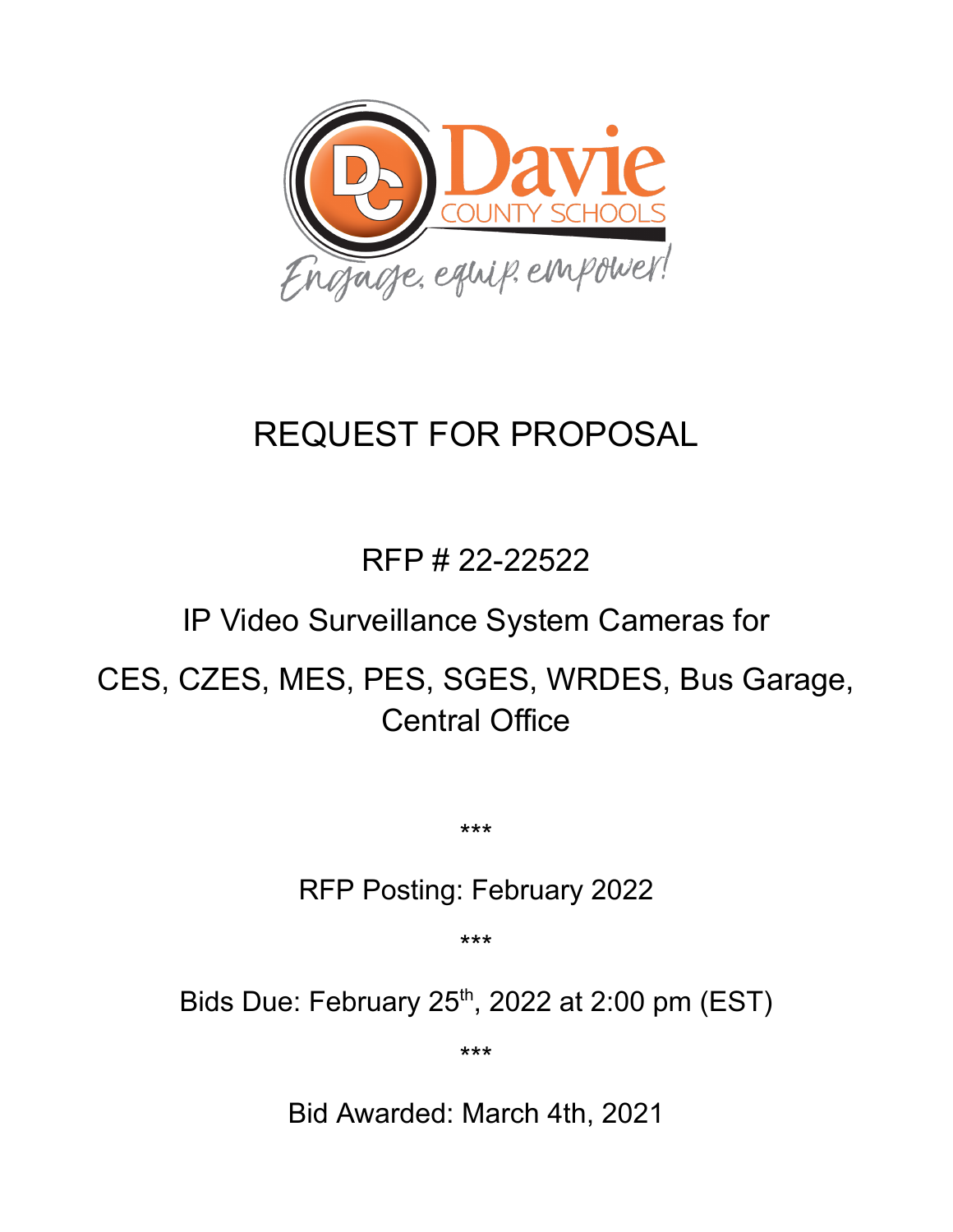Davie COUNTY SCHOOLS

Engage, equip, empower!

# REQUEST FOR PROPOSAL

## RFP # 22-22522

## IP Video Surveillance System Cameras for

## CES, CZES, MES, PES, SGES, WRDES, Bus Garage, Central Office

***

RFP Posting: February 2022

***

Bids Due: February 25th, 2022 at 2:00 pm (EST)

***

Bid Awarded: March 4th, 2021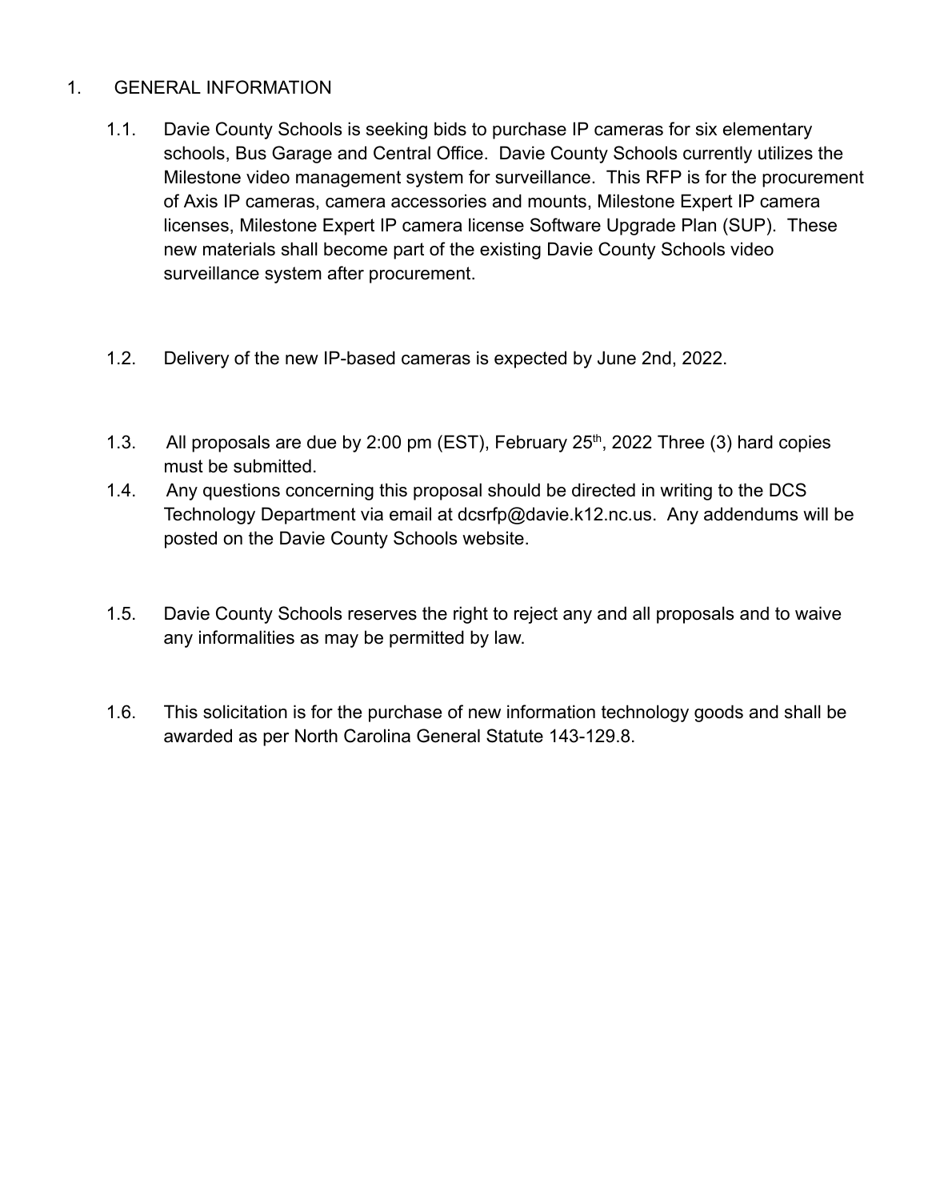1. GENERAL INFORMATION

   1.1. Davie County Schools is seeking bids to purchase IP cameras for six elementary schools, Bus Garage and Central Office. Davie County Schools currently utilizes the Milestone video management system for surveillance. This RFP is for the procurement of Axis IP cameras, camera accessories and mounts, Milestone Expert IP camera licenses, Milestone Expert IP camera license Software Upgrade Plan (SUP). These new materials shall become part of the existing Davie County Schools video surveillance system after procurement.

   1.2. Delivery of the new IP-based cameras is expected by June 2nd, 2022.

   1.3. All proposals are due by 2:00 pm (EST), February 25th, 2022 Three (3) hard copies must be submitted.

   1.4. Any questions concerning this proposal should be directed in writing to the DCS Technology Department via email at dcsrfp@davie.k12.nc.us. Any addendums will be posted on the Davie County Schools website.

   1.5. Davie County Schools reserves the right to reject any and all proposals and to waive any informalities as may be permitted by law.

   1.6. This solicitation is for the purchase of new information technology goods and shall be awarded as per North Carolina General Statute 143-129.8.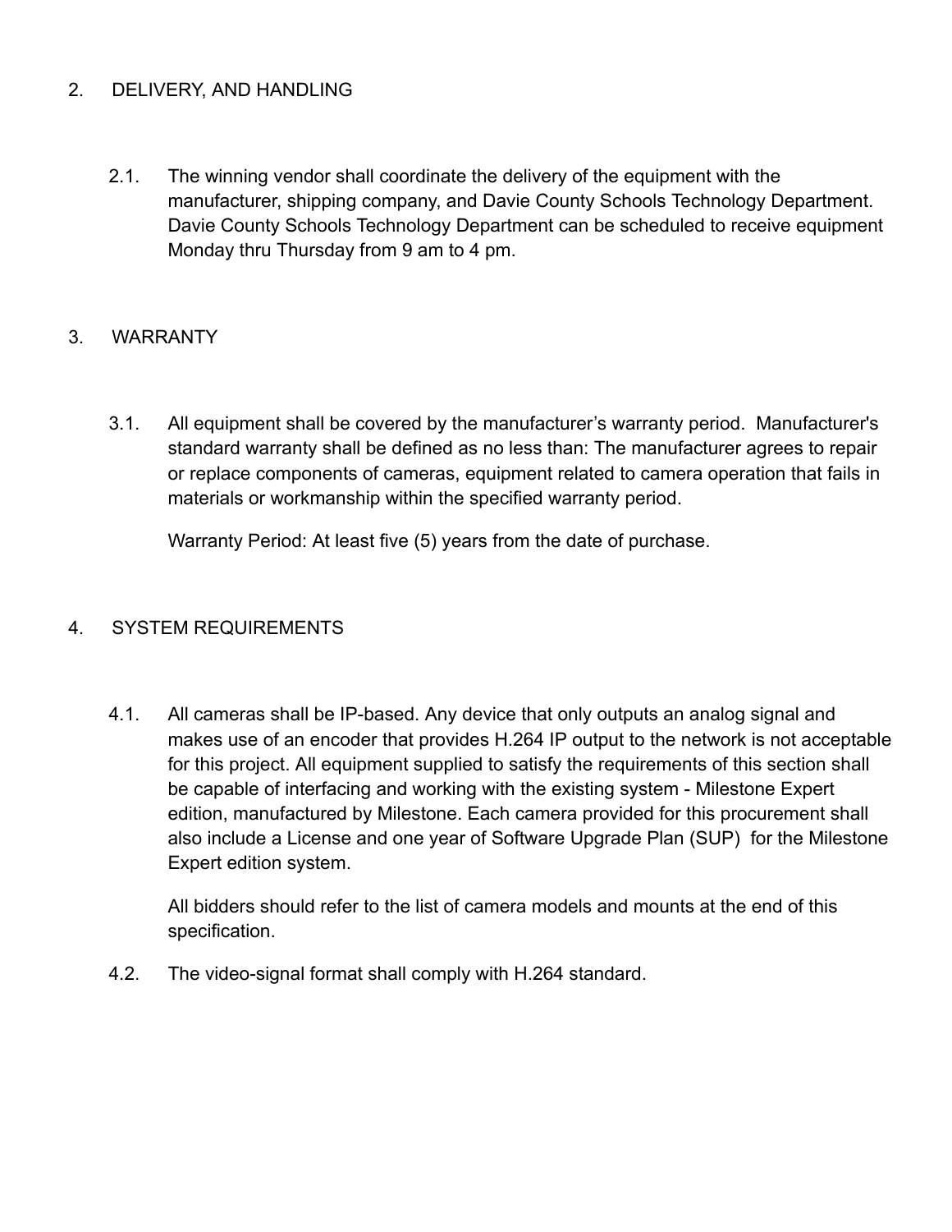## 2. DELIVERY, AND HANDLING

2.1. The winning vendor shall coordinate the delivery of the equipment with the manufacturer, shipping company, and Davie County Schools Technology Department. Davie County Schools Technology Department can be scheduled to receive equipment Monday thru Thursday from 9 am to 4 pm.

## 3. WARRANTY

3.1. All equipment shall be covered by the manufacturer's warranty period. Manufacturer's standard warranty shall be defined as no less than: The manufacturer agrees to repair or replace components of cameras, equipment related to camera operation that fails in materials or workmanship within the specified warranty period.

Warranty Period: At least five (5) years from the date of purchase.

## 4. SYSTEM REQUIREMENTS

4.1. All cameras shall be IP-based. Any device that only outputs an analog signal and makes use of an encoder that provides H.264 IP output to the network is not acceptable for this project. All equipment supplied to satisfy the requirements of this section shall be capable of interfacing and working with the existing system - Milestone Expert edition, manufactured by Milestone. Each camera provided for this procurement shall also include a License and one year of Software Upgrade Plan (SUP) for the Milestone Expert edition system.

All bidders should refer to the list of camera models and mounts at the end of this specification.

4.2. The video-signal format shall comply with H.264 standard.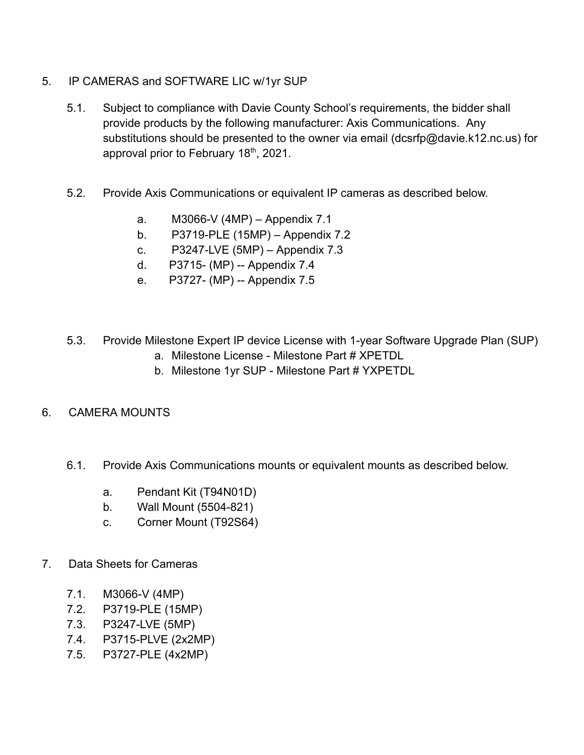5. IP CAMERAS and SOFTWARE LIC w/1yr SUP

    5.1. Subject to compliance with Davie County School's requirements, the bidder shall provide products by the following manufacturer: Axis Communications. Any substitutions should be presented to the owner via email (dcsrfp@davie.k12.nc.us) for approval prior to February 18th, 2021.

    5.2. Provide Axis Communications or equivalent IP cameras as described below.

    a. M3066-V (4MP) – Appendix 7.1
    b. P3719-PLE (15MP) – Appendix 7.2
    c. P3247-LVE (5MP) – Appendix 7.3
    d. P3715- (MP) -- Appendix 7.4
    e. P3727- (MP) -- Appendix 7.5

    5.3. Provide Milestone Expert IP device License with 1-year Software Upgrade Plan (SUP)

    a. Milestone License - Milestone Part # XPETDL
    b. Milestone 1yr SUP - Milestone Part # YXPETDL

6. CAMERA MOUNTS

    6.1. Provide Axis Communications mounts or equivalent mounts as described below.

    a. Pendant Kit (T94N01D)
    b. Wall Mount (5504-821)
    c. Corner Mount (T92S64)

7. Data Sheets for Cameras

    7.1. M3066-V (4MP)
    7.2. P3719-PLE (15MP)
    7.3. P3247-LVE (5MP)
    7.4. P3715-PLVE (2x2MP)
    7.5. P3727-PLE (4x2MP)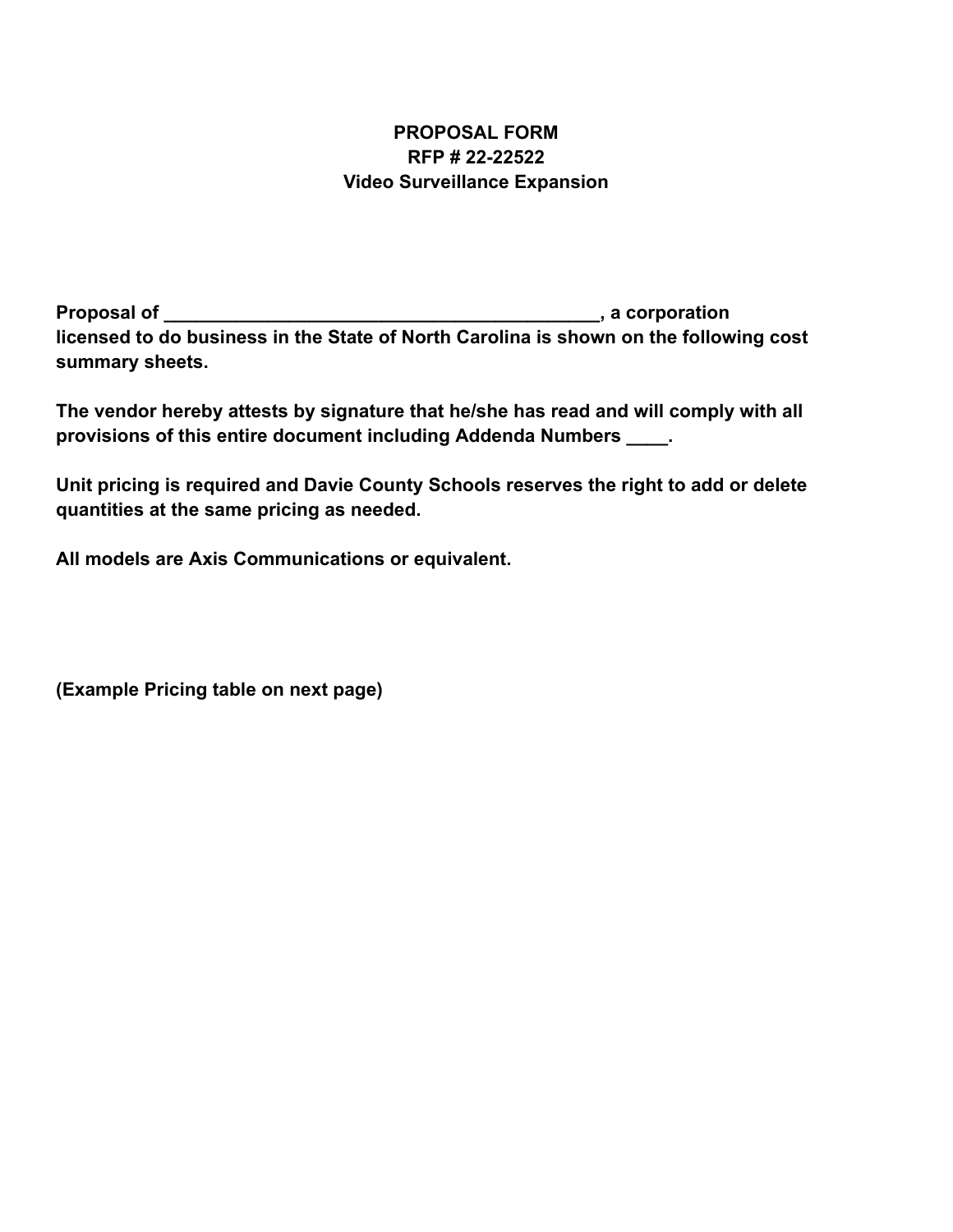**PROPOSAL FORM**
**RFP # 22-22522**
**Video Surveillance Expansion**

**Proposal of ___________________________________________, a corporation licensed to do business in the State of North Carolina is shown on the following cost summary sheets.**

**The vendor hereby attests by signature that he/she has read and will comply with all provisions of this entire document including Addenda Numbers ____.**

**Unit pricing is required and Davie County Schools reserves the right to add or delete quantities at the same pricing as needed.**

**All models are Axis Communications or equivalent.**

**(Example Pricing table on next page)**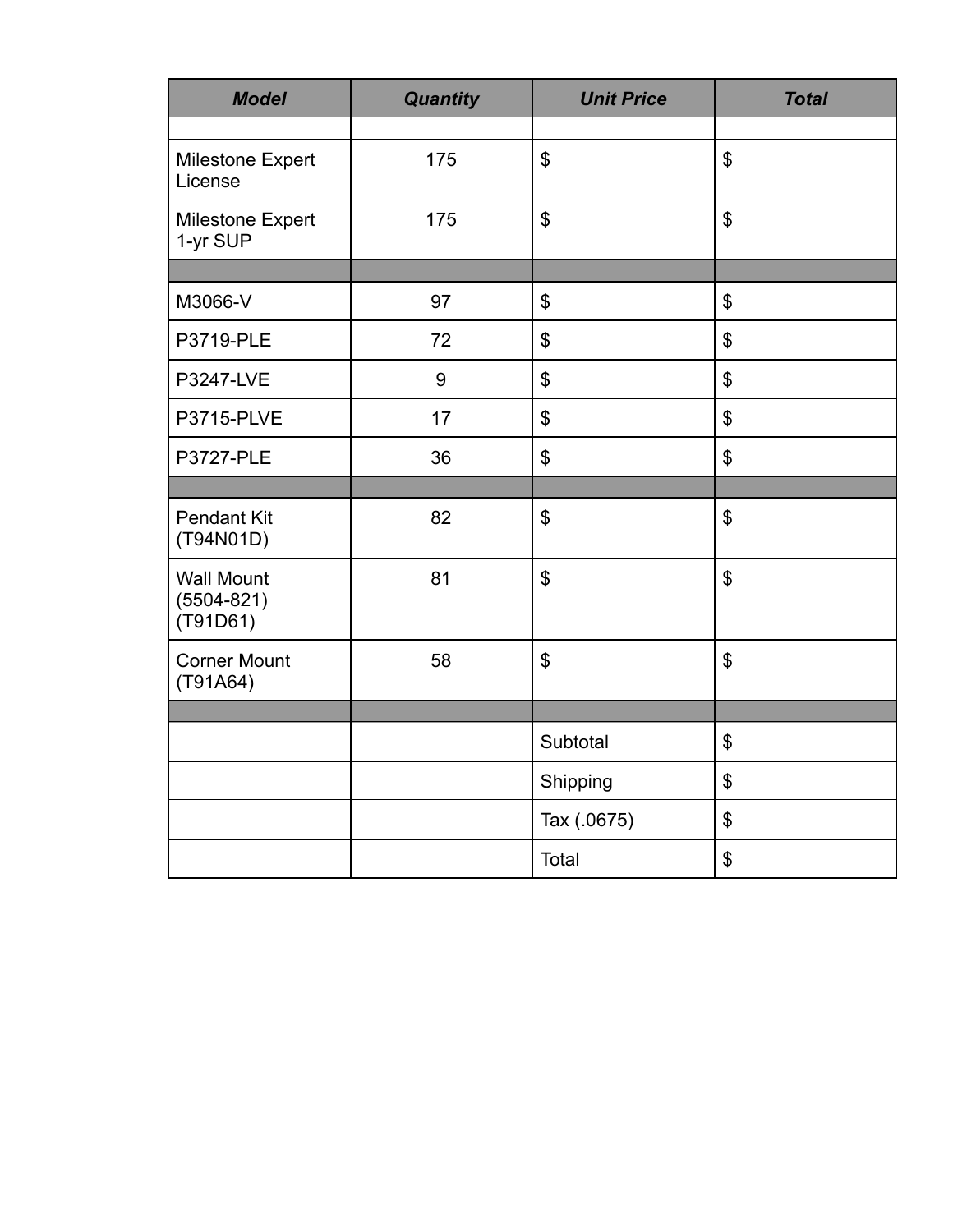| Model | Quantity | Unit Price | Total |
|---|---|---|---|
| | | | |
| Milestone Expert License | 175 | $ | $ |
| Milestone Expert 1-yr SUP | 175 | $ | $ |
| | | | |
| M3066-V | 97 | $ | $ |
| P3719-PLE | 72 | $ | $ |
| P3247-LVE | 9 | $ | $ |
| P3715-PLVE | 17 | $ | $ |
| P3727-PLE | 36 | $ | $ |
| | | | |
| Pendant Kit (T94N01D) | 82 | $ | $ |
| Wall Mount (5504-821) (T91D61) | 81 | $ | $ |
| Corner Mount (T91A64) | 58 | $ | $ |
| | | | |
| | | Subtotal | $ |
| | | Shipping | $ |
| | | Tax (.0675) | $ |
| | | Total | $ |